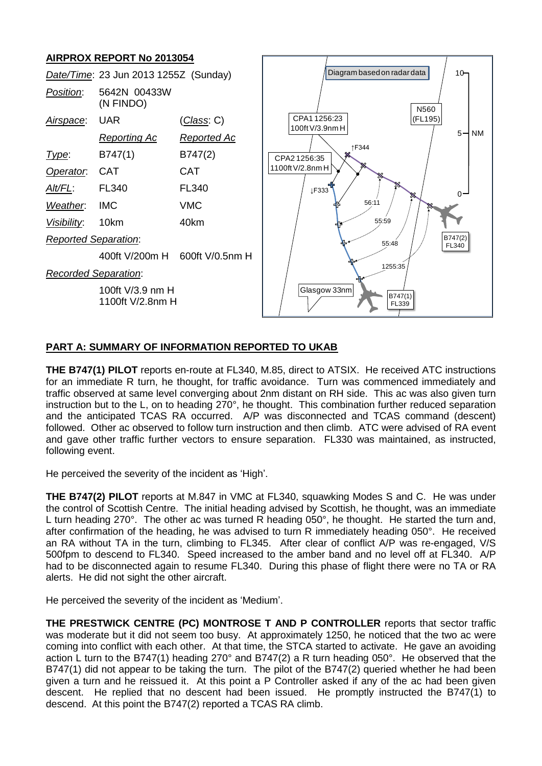## AIRPROX REPORT No 2013054

| | | |
|---|---|---|
| *Date/Time*: | 23 Jun 2013 1255Z (Sunday) | |
| *Position*: | 5642N 00433W (N FINDO) | |
| *Airspace*: | UAR | (*Class*: C) |
| | *Reporting Ac* | *Reported Ac* |
| *Type*: | B747(1) | B747(2) |
| *Operator*: | CAT | CAT |
| *Alt/FL*: | FL340 | FL340 |
| *Weather*: | IMC | VMC |
| *Visibility*: | 10km | 40km |
| *Reported Separation*: | | |
| | 400ft V/200m H | 600ft V/0.5nm H |
| *Recorded Separation*: | | |
| | 100ft V/3.9 nm H | |
| | 1100ft V/2.8nm H | |

## PART A: SUMMARY OF INFORMATION REPORTED TO UKAB

**THE B747(1) PILOT** reports en-route at FL340, M.85, direct to ATSIX. He received ATC instructions for an immediate R turn, he thought, for traffic avoidance. Turn was commenced immediately and traffic observed at same level converging about 2nm distant on RH side. This ac was also given turn instruction but to the L, on to heading 270°, he thought. This combination further reduced separation and the anticipated TCAS RA occurred. A/P was disconnected and TCAS command (descent) followed. Other ac observed to follow turn instruction and then climb. ATC were advised of RA event and gave other traffic further vectors to ensure separation. FL330 was maintained, as instructed, following event.

He perceived the severity of the incident as 'High'.

**THE B747(2) PILOT** reports at M.847 in VMC at FL340, squawking Modes S and C. He was under the control of Scottish Centre. The initial heading advised by Scottish, he thought, was an immediate L turn heading 270°. The other ac was turned R heading 050°, he thought. He started the turn and, after confirmation of the heading, he was advised to turn R immediately heading 050°. He received an RA without TA in the turn, climbing to FL345. After clear of conflict A/P was re-engaged, V/S 500fpm to descend to FL340. Speed increased to the amber band and no level off at FL340. A/P had to be disconnected again to resume FL340. During this phase of flight there were no TA or RA alerts. He did not sight the other aircraft.

He perceived the severity of the incident as 'Medium'.

**THE PRESTWICK CENTRE (PC) MONTROSE T AND P CONTROLLER** reports that sector traffic was moderate but it did not seem too busy. At approximately 1250, he noticed that the two ac were coming into conflict with each other. At that time, the STCA started to activate. He gave an avoiding action L turn to the B747(1) heading 270° and B747(2) a R turn heading 050°. He observed that the B747(1) did not appear to be taking the turn. The pilot of the B747(2) queried whether he had been given a turn and he reissued it. At this point a P Controller asked if any of the ac had been given descent. He replied that no descent had been issued. He promptly instructed the B747(1) to descend. At this point the B747(2) reported a TCAS RA climb.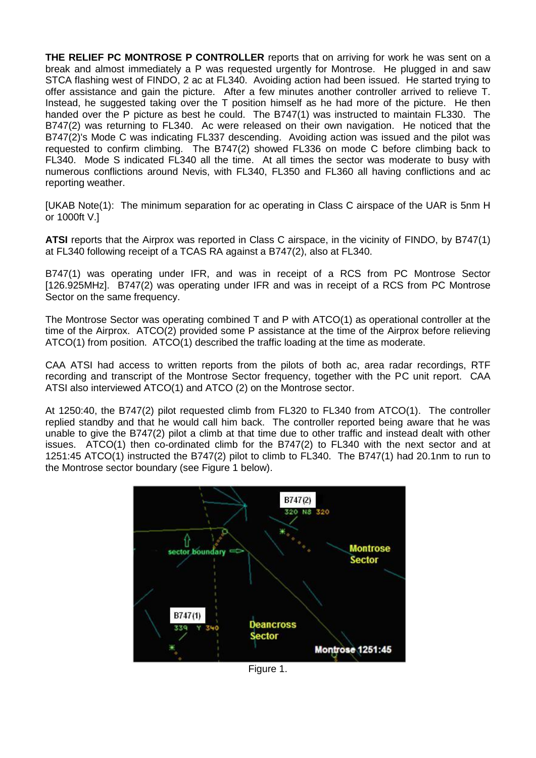**THE RELIEF PC MONTROSE P CONTROLLER** reports that on arriving for work he was sent on a break and almost immediately a P was requested urgently for Montrose. He plugged in and saw STCA flashing west of FINDO, 2 ac at FL340. Avoiding action had been issued. He started trying to offer assistance and gain the picture. After a few minutes another controller arrived to relieve T. Instead, he suggested taking over the T position himself as he had more of the picture. He then handed over the P picture as best he could. The B747(1) was instructed to maintain FL330. The B747(2) was returning to FL340. Ac were released on their own navigation. He noticed that the B747(2)'s Mode C was indicating FL337 descending. Avoiding action was issued and the pilot was requested to confirm climbing. The B747(2) showed FL336 on mode C before climbing back to FL340. Mode S indicated FL340 all the time. At all times the sector was moderate to busy with numerous conflictions around Nevis, with FL340, FL350 and FL360 all having conflictions and ac reporting weather.

[UKAB Note(1): The minimum separation for ac operating in Class C airspace of the UAR is 5nm H or 1000ft V.]

**ATSI** reports that the Airprox was reported in Class C airspace, in the vicinity of FINDO, by B747(1) at FL340 following receipt of a TCAS RA against a B747(2), also at FL340.

B747(1) was operating under IFR, and was in receipt of a RCS from PC Montrose Sector [126.925MHz]. B747(2) was operating under IFR and was in receipt of a RCS from PC Montrose Sector on the same frequency.

The Montrose Sector was operating combined T and P with ATCO(1) as operational controller at the time of the Airprox. ATCO(2) provided some P assistance at the time of the Airprox before relieving ATCO(1) from position. ATCO(1) described the traffic loading at the time as moderate.

CAA ATSI had access to written reports from the pilots of both ac, area radar recordings, RTF recording and transcript of the Montrose Sector frequency, together with the PC unit report. CAA ATSI also interviewed ATCO(1) and ATCO (2) on the Montrose sector.

At 1250:40, the B747(2) pilot requested climb from FL320 to FL340 from ATCO(1). The controller replied standby and that he would call him back. The controller reported being aware that he was unable to give the B747(2) pilot a climb at that time due to other traffic and instead dealt with other issues. ATCO(1) then co-ordinated climb for the B747(2) to FL340 with the next sector and at 1251:45 ATCO(1) instructed the B747(2) pilot to climb to FL340. The B747(1) had 20.1nm to run to the Montrose sector boundary (see Figure 1 below).

Figure 1.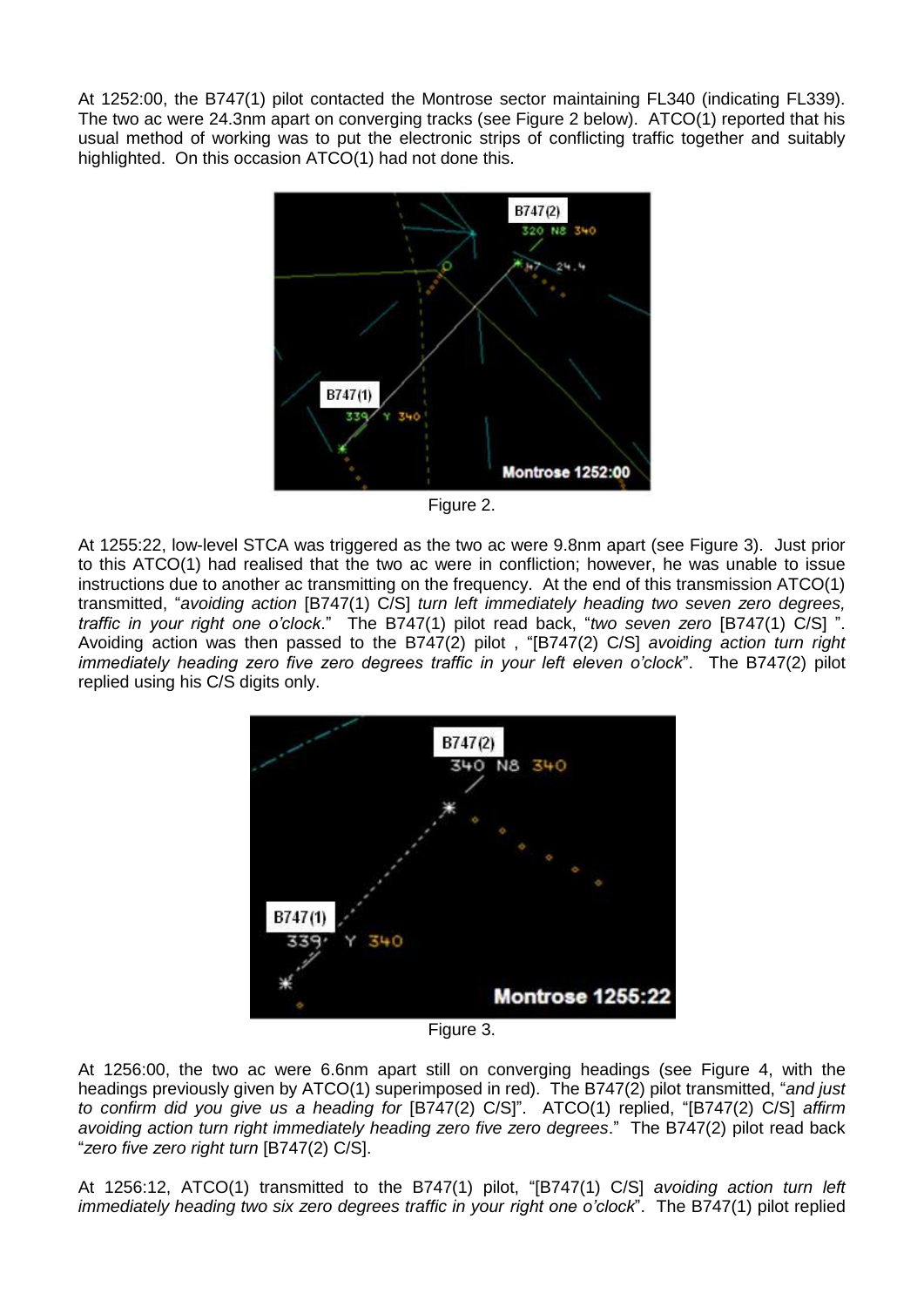At 1252:00, the B747(1) pilot contacted the Montrose sector maintaining FL340 (indicating FL339). The two ac were 24.3nm apart on converging tracks (see Figure 2 below). ATCO(1) reported that his usual method of working was to put the electronic strips of conflicting traffic together and suitably highlighted. On this occasion ATCO(1) had not done this.

Figure 2.

At 1255:22, low-level STCA was triggered as the two ac were 9.8nm apart (see Figure 3). Just prior to this ATCO(1) had realised that the two ac were in confliction; however, he was unable to issue instructions due to another ac transmitting on the frequency. At the end of this transmission ATCO(1) transmitted, "*avoiding action* [B747(1) C/S] *turn left immediately heading two seven zero degrees, traffic in your right one o'clock*." The B747(1) pilot read back, "*two seven zero* [B747(1) C/S] ". Avoiding action was then passed to the B747(2) pilot , "[B747(2) C/S] *avoiding action turn right immediately heading zero five zero degrees traffic in your left eleven o'clock*". The B747(2) pilot replied using his C/S digits only.

Figure 3.

At 1256:00, the two ac were 6.6nm apart still on converging headings (see Figure 4, with the headings previously given by ATCO(1) superimposed in red). The B747(2) pilot transmitted, "*and just to confirm did you give us a heading for* [B747(2) C/S]". ATCO(1) replied, "[B747(2) C/S] *affirm avoiding action turn right immediately heading zero five zero degrees*." The B747(2) pilot read back "*zero five zero right turn* [B747(2) C/S].

At 1256:12, ATCO(1) transmitted to the B747(1) pilot, "[B747(1) C/S] *avoiding action turn left immediately heading two six zero degrees traffic in your right one o'clock*". The B747(1) pilot replied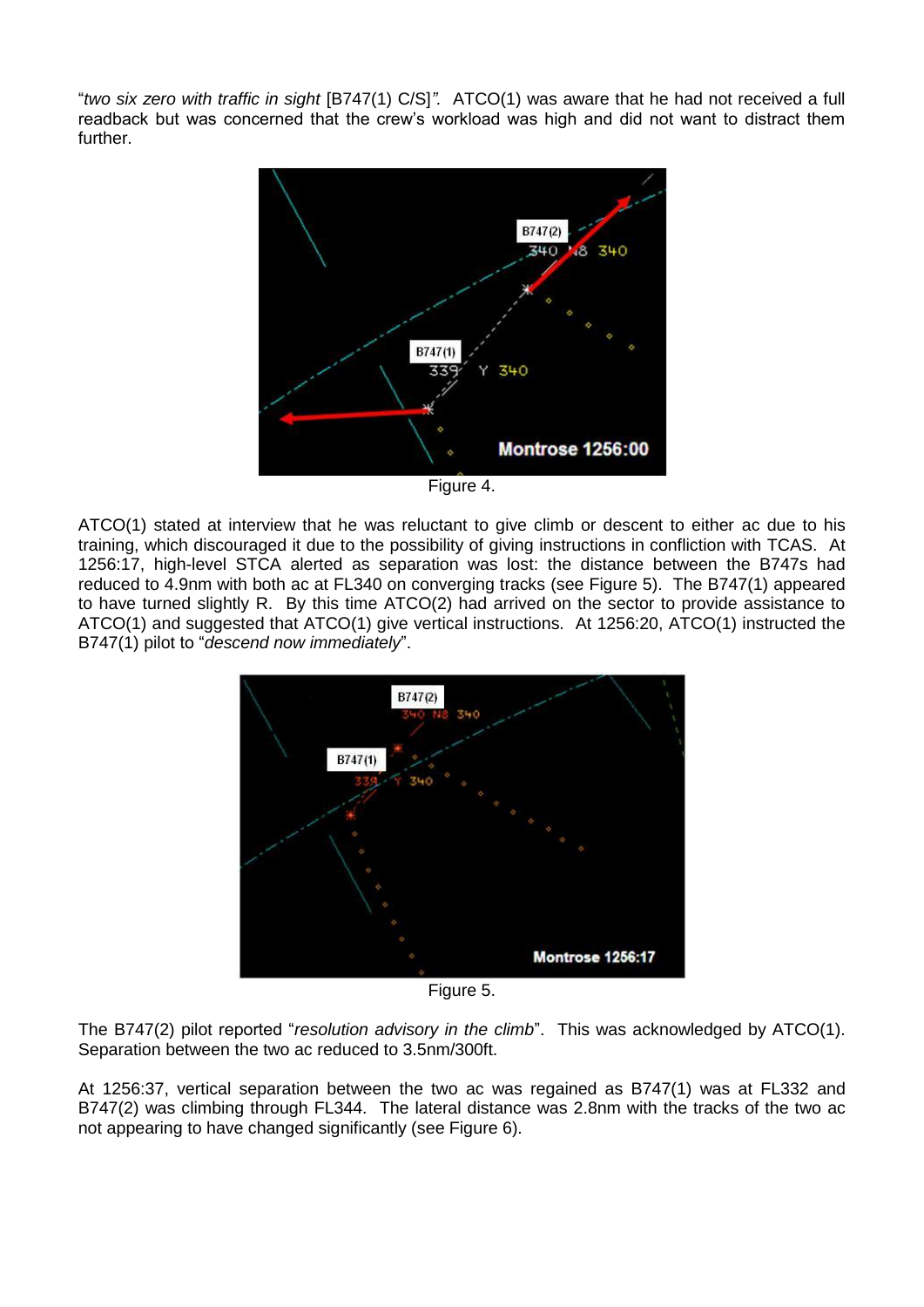"*two six zero with traffic in sight* [B747(1) C/S]*"*. ATCO(1) was aware that he had not received a full readback but was concerned that the crew's workload was high and did not want to distract them further.

Figure 4.

ATCO(1) stated at interview that he was reluctant to give climb or descent to either ac due to his training, which discouraged it due to the possibility of giving instructions in confliction with TCAS. At 1256:17, high-level STCA alerted as separation was lost: the distance between the B747s had reduced to 4.9nm with both ac at FL340 on converging tracks (see Figure 5). The B747(1) appeared to have turned slightly R. By this time ATCO(2) had arrived on the sector to provide assistance to ATCO(1) and suggested that ATCO(1) give vertical instructions. At 1256:20, ATCO(1) instructed the B747(1) pilot to "*descend now immediately*".

Figure 5.

The B747(2) pilot reported "*resolution advisory in the climb*". This was acknowledged by ATCO(1). Separation between the two ac reduced to 3.5nm/300ft.

At 1256:37, vertical separation between the two ac was regained as B747(1) was at FL332 and B747(2) was climbing through FL344. The lateral distance was 2.8nm with the tracks of the two ac not appearing to have changed significantly (see Figure 6).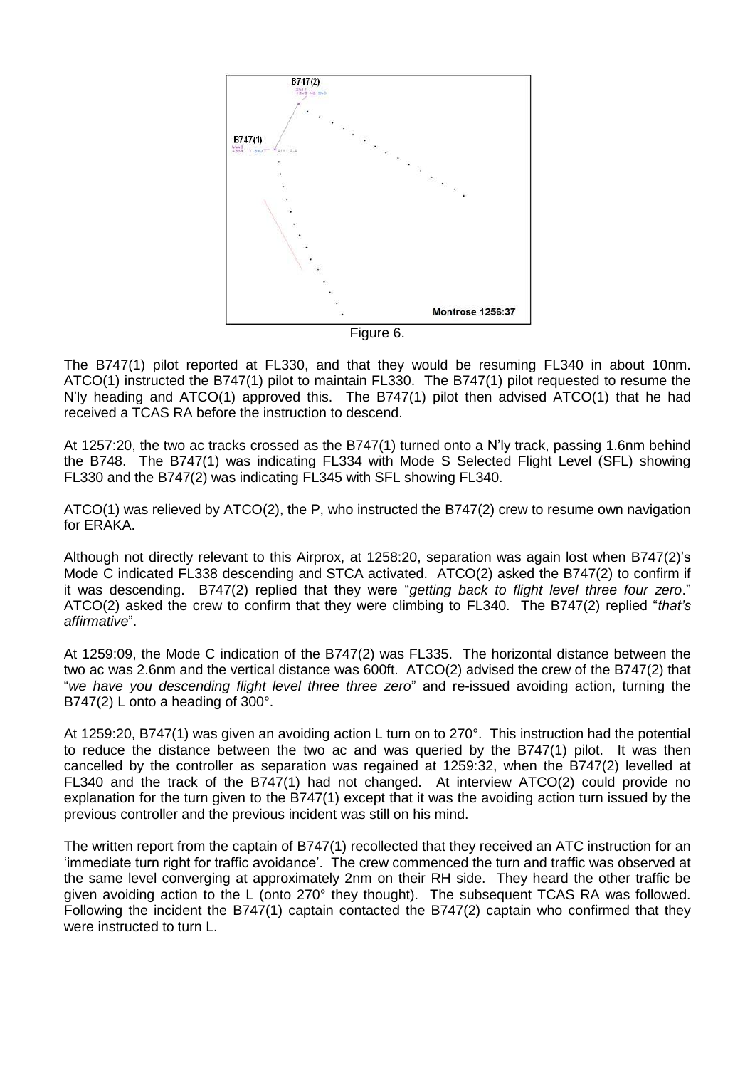Figure 6.

The B747(1) pilot reported at FL330, and that they would be resuming FL340 in about 10nm. ATCO(1) instructed the B747(1) pilot to maintain FL330. The B747(1) pilot requested to resume the N'ly heading and ATCO(1) approved this. The B747(1) pilot then advised ATCO(1) that he had received a TCAS RA before the instruction to descend.

At 1257:20, the two ac tracks crossed as the B747(1) turned onto a N'ly track, passing 1.6nm behind the B748. The B747(1) was indicating FL334 with Mode S Selected Flight Level (SFL) showing FL330 and the B747(2) was indicating FL345 with SFL showing FL340.

ATCO(1) was relieved by ATCO(2), the P, who instructed the B747(2) crew to resume own navigation for ERAKA.

Although not directly relevant to this Airprox, at 1258:20, separation was again lost when B747(2)'s Mode C indicated FL338 descending and STCA activated. ATCO(2) asked the B747(2) to confirm if it was descending. B747(2) replied that they were "*getting back to flight level three four zero*." ATCO(2) asked the crew to confirm that they were climbing to FL340. The B747(2) replied "*that's affirmative*".

At 1259:09, the Mode C indication of the B747(2) was FL335. The horizontal distance between the two ac was 2.6nm and the vertical distance was 600ft. ATCO(2) advised the crew of the B747(2) that "*we have you descending flight level three three zero*" and re-issued avoiding action, turning the B747(2) L onto a heading of 300°.

At 1259:20, B747(1) was given an avoiding action L turn on to 270°. This instruction had the potential to reduce the distance between the two ac and was queried by the B747(1) pilot. It was then cancelled by the controller as separation was regained at 1259:32, when the B747(2) levelled at FL340 and the track of the B747(1) had not changed. At interview ATCO(2) could provide no explanation for the turn given to the B747(1) except that it was the avoiding action turn issued by the previous controller and the previous incident was still on his mind.

The written report from the captain of B747(1) recollected that they received an ATC instruction for an 'immediate turn right for traffic avoidance'. The crew commenced the turn and traffic was observed at the same level converging at approximately 2nm on their RH side. They heard the other traffic be given avoiding action to the L (onto 270° they thought). The subsequent TCAS RA was followed. Following the incident the B747(1) captain contacted the B747(2) captain who confirmed that they were instructed to turn L.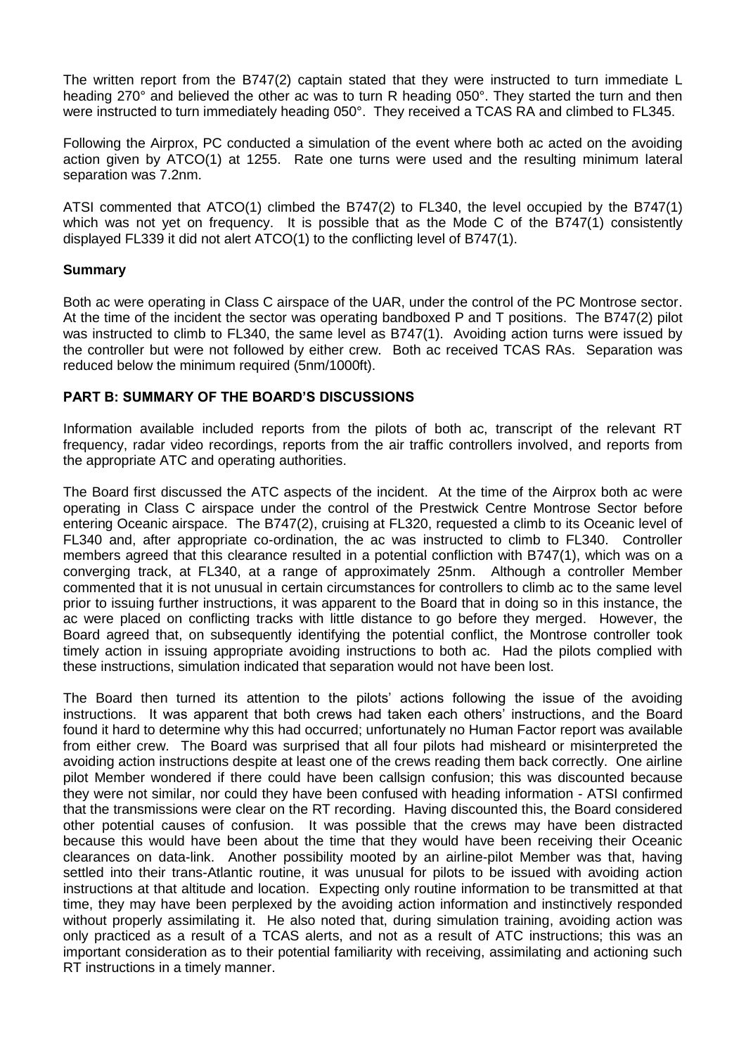The written report from the B747(2) captain stated that they were instructed to turn immediate L heading 270° and believed the other ac was to turn R heading 050°. They started the turn and then were instructed to turn immediately heading 050°. They received a TCAS RA and climbed to FL345.

Following the Airprox, PC conducted a simulation of the event where both ac acted on the avoiding action given by ATCO(1) at 1255. Rate one turns were used and the resulting minimum lateral separation was 7.2nm.

ATSI commented that ATCO(1) climbed the B747(2) to FL340, the level occupied by the B747(1) which was not yet on frequency. It is possible that as the Mode C of the B747(1) consistently displayed FL339 it did not alert ATCO(1) to the conflicting level of B747(1).

### Summary

Both ac were operating in Class C airspace of the UAR, under the control of the PC Montrose sector. At the time of the incident the sector was operating bandboxed P and T positions. The B747(2) pilot was instructed to climb to FL340, the same level as B747(1). Avoiding action turns were issued by the controller but were not followed by either crew. Both ac received TCAS RAs. Separation was reduced below the minimum required (5nm/1000ft).

## PART B: SUMMARY OF THE BOARD'S DISCUSSIONS

Information available included reports from the pilots of both ac, transcript of the relevant RT frequency, radar video recordings, reports from the air traffic controllers involved, and reports from the appropriate ATC and operating authorities.

The Board first discussed the ATC aspects of the incident. At the time of the Airprox both ac were operating in Class C airspace under the control of the Prestwick Centre Montrose Sector before entering Oceanic airspace. The B747(2), cruising at FL320, requested a climb to its Oceanic level of FL340 and, after appropriate co-ordination, the ac was instructed to climb to FL340. Controller members agreed that this clearance resulted in a potential confliction with B747(1), which was on a converging track, at FL340, at a range of approximately 25nm. Although a controller Member commented that it is not unusual in certain circumstances for controllers to climb ac to the same level prior to issuing further instructions, it was apparent to the Board that in doing so in this instance, the ac were placed on conflicting tracks with little distance to go before they merged. However, the Board agreed that, on subsequently identifying the potential conflict, the Montrose controller took timely action in issuing appropriate avoiding instructions to both ac. Had the pilots complied with these instructions, simulation indicated that separation would not have been lost.

The Board then turned its attention to the pilots' actions following the issue of the avoiding instructions. It was apparent that both crews had taken each others' instructions, and the Board found it hard to determine why this had occurred; unfortunately no Human Factor report was available from either crew. The Board was surprised that all four pilots had misheard or misinterpreted the avoiding action instructions despite at least one of the crews reading them back correctly. One airline pilot Member wondered if there could have been callsign confusion; this was discounted because they were not similar, nor could they have been confused with heading information - ATSI confirmed that the transmissions were clear on the RT recording. Having discounted this, the Board considered other potential causes of confusion. It was possible that the crews may have been distracted because this would have been about the time that they would have been receiving their Oceanic clearances on data-link. Another possibility mooted by an airline-pilot Member was that, having settled into their trans-Atlantic routine, it was unusual for pilots to be issued with avoiding action instructions at that altitude and location. Expecting only routine information to be transmitted at that time, they may have been perplexed by the avoiding action information and instinctively responded without properly assimilating it. He also noted that, during simulation training, avoiding action was only practiced as a result of a TCAS alerts, and not as a result of ATC instructions; this was an important consideration as to their potential familiarity with receiving, assimilating and actioning such RT instructions in a timely manner.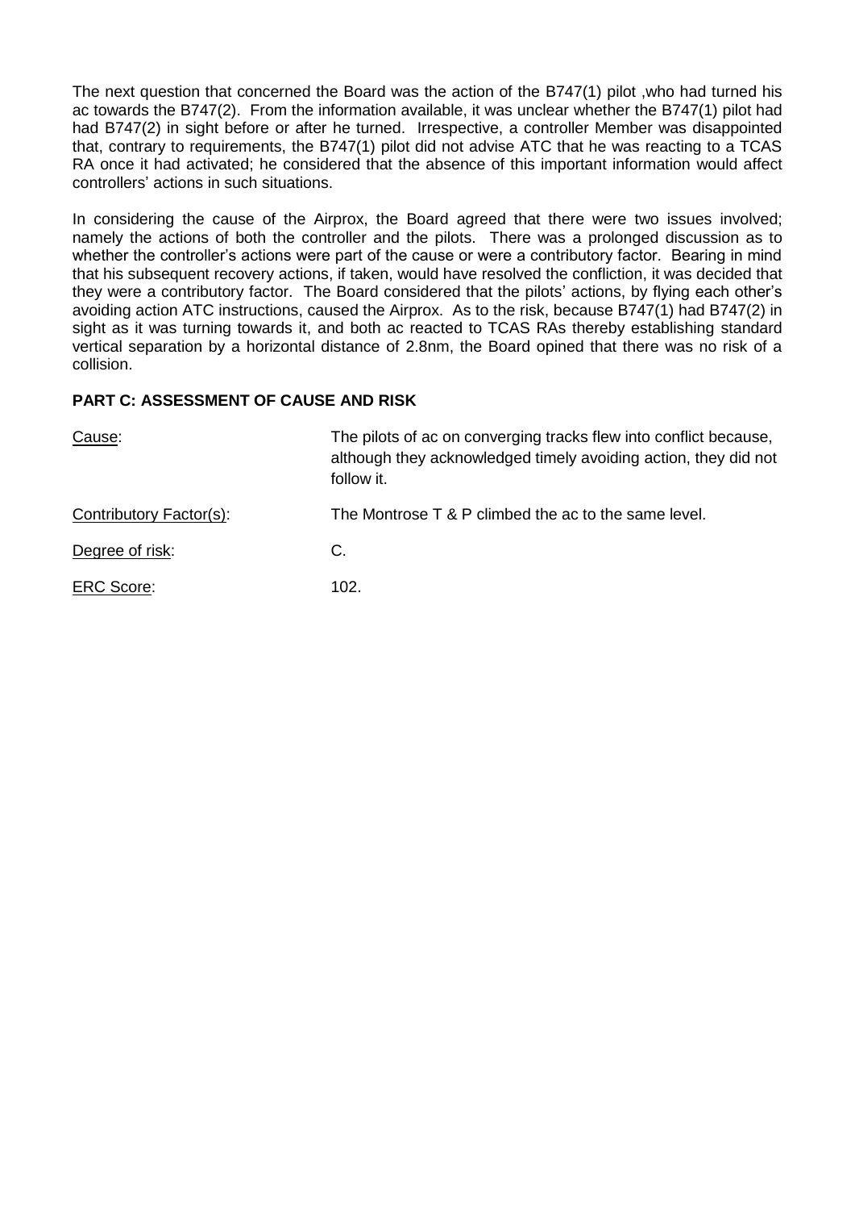The next question that concerned the Board was the action of the B747(1) pilot ,who had turned his ac towards the B747(2). From the information available, it was unclear whether the B747(1) pilot had had B747(2) in sight before or after he turned. Irrespective, a controller Member was disappointed that, contrary to requirements, the B747(1) pilot did not advise ATC that he was reacting to a TCAS RA once it had activated; he considered that the absence of this important information would affect controllers' actions in such situations.

In considering the cause of the Airprox, the Board agreed that there were two issues involved; namely the actions of both the controller and the pilots. There was a prolonged discussion as to whether the controller's actions were part of the cause or were a contributory factor. Bearing in mind that his subsequent recovery actions, if taken, would have resolved the confliction, it was decided that they were a contributory factor. The Board considered that the pilots' actions, by flying each other's avoiding action ATC instructions, caused the Airprox. As to the risk, because B747(1) had B747(2) in sight as it was turning towards it, and both ac reacted to TCAS RAs thereby establishing standard vertical separation by a horizontal distance of 2.8nm, the Board opined that there was no risk of a collision.

**PART C: ASSESSMENT OF CAUSE AND RISK**

| | |
|---|---|
| Cause: | The pilots of ac on converging tracks flew into conflict because, although they acknowledged timely avoiding action, they did not follow it. |
| Contributory Factor(s): | The Montrose T & P climbed the ac to the same level. |
| Degree of risk: | C. |
| ERC Score: | 102. |